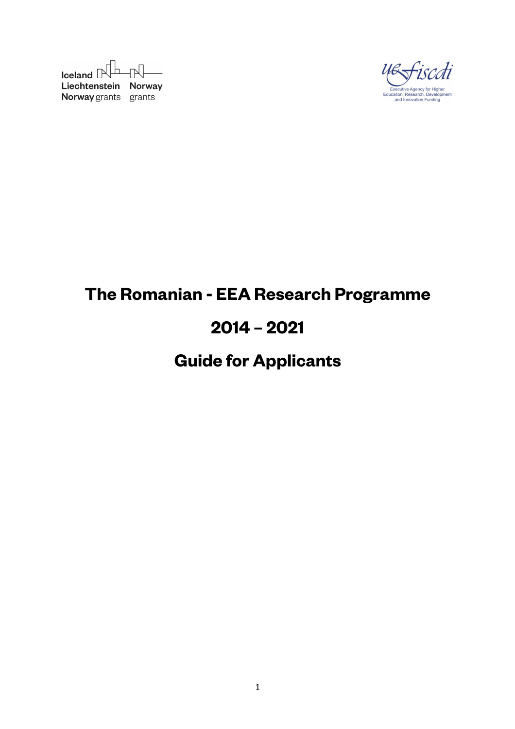Iceland Liechtenstein Norway grants    Norway grants

Executive Agency for Higher Education, Research, Development and Innovation Funding

# The Romanian - EEA Research Programme

# 2014 – 2021

# Guide for Applicants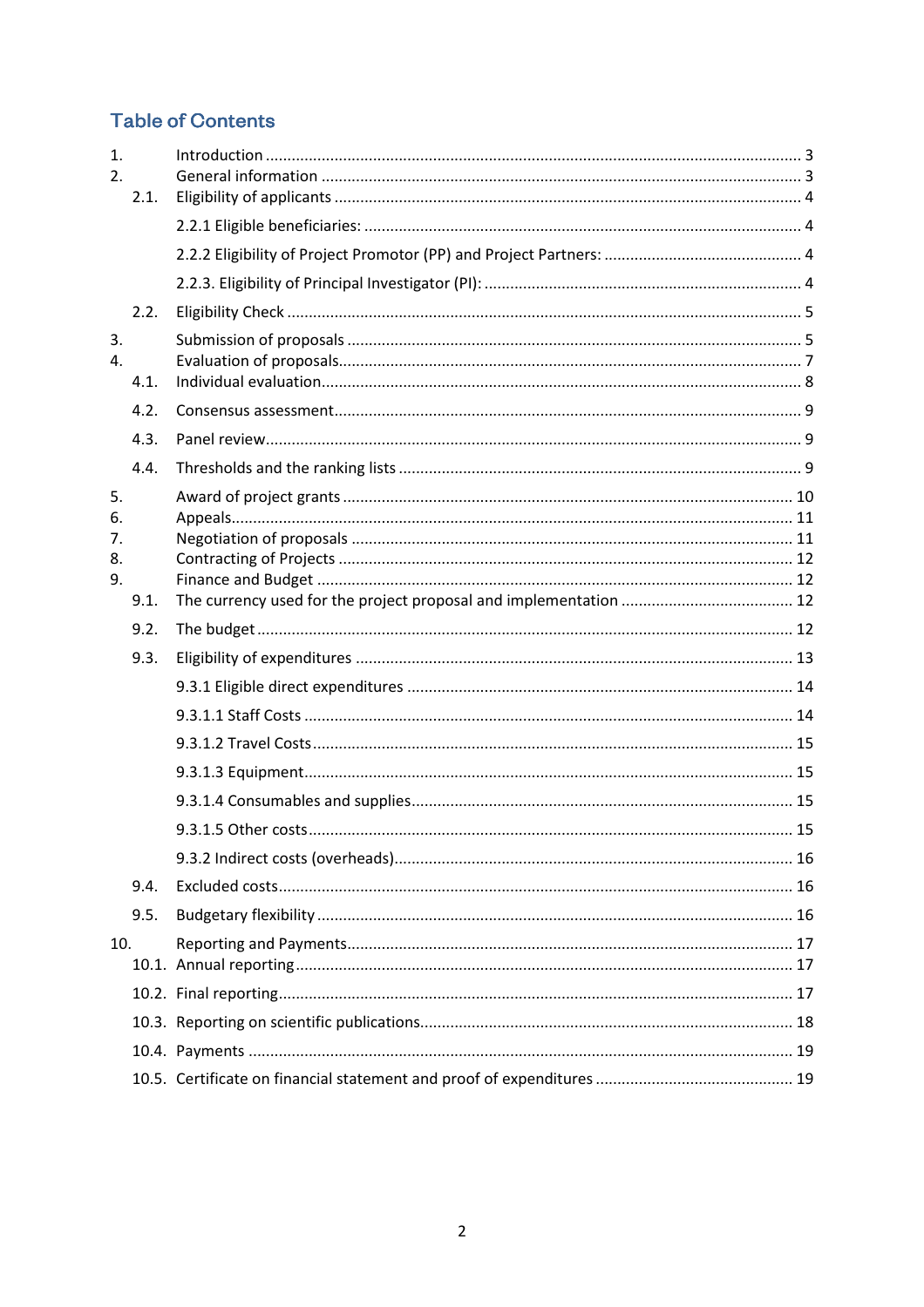## Table of Contents

1. Introduction ........................................................................................................................ 3
2. General information ............................................................................................................ 3
   - 2.1. Eligibility of applicants ................................................................................................ 4
     - 2.2.1 Eligible beneficiaries: .............................................................................................. 4
     - 2.2.2 Eligibility of Project Promotor (PP) and Project Partners: ...................................... 4
     - 2.2.3. Eligibility of Principal Investigator (PI): .................................................................. 4
   - 2.2. Eligibility Check .......................................................................................................... 5
3. Submission of proposals ....................................................................................................... 5
4. Evaluation of proposals.......................................................................................................... 7
   - 4.1. Individual evaluation..................................................................................................... 8
   - 4.2. Consensus assessment.................................................................................................. 9
   - 4.3. Panel review.................................................................................................................. 9
   - 4.4. Thresholds and the ranking lists ................................................................................... 9
5. Award of project grants ....................................................................................................... 10
6. Appeals................................................................................................................................. 11
7. Negotiation of proposals ..................................................................................................... 11
8. Contracting of Projects ........................................................................................................ 12
9. Finance and Budget ............................................................................................................. 12
   - 9.1. The currency used for the project proposal and implementation ............................... 12
   - 9.2. The budget .................................................................................................................. 12
   - 9.3. Eligibility of expenditures .......................................................................................... 13
     - 9.3.1 Eligible direct expenditures .................................................................................... 14
     - 9.3.1.1 Staff Costs ............................................................................................................ 14
     - 9.3.1.2 Travel Costs .......................................................................................................... 15
     - 9.3.1.3 Equipment............................................................................................................. 15
     - 9.3.1.4 Consumables and supplies.................................................................................... 15
     - 9.3.1.5 Other costs............................................................................................................. 15
     - 9.3.2 Indirect costs (overheads)........................................................................................ 16
   - 9.4. Excluded costs............................................................................................................. 16
   - 9.5. Budgetary flexibility ................................................................................................... 16
10. Reporting and Payments..................................................................................................... 17
    - 10.1. Annual reporting........................................................................................................ 17
    - 10.2. Final reporting............................................................................................................ 17
    - 10.3. Reporting on scientific publications.......................................................................... 18
    - 10.4. Payments ................................................................................................................... 19
    - 10.5. Certificate on financial statement and proof of expenditures ................................... 19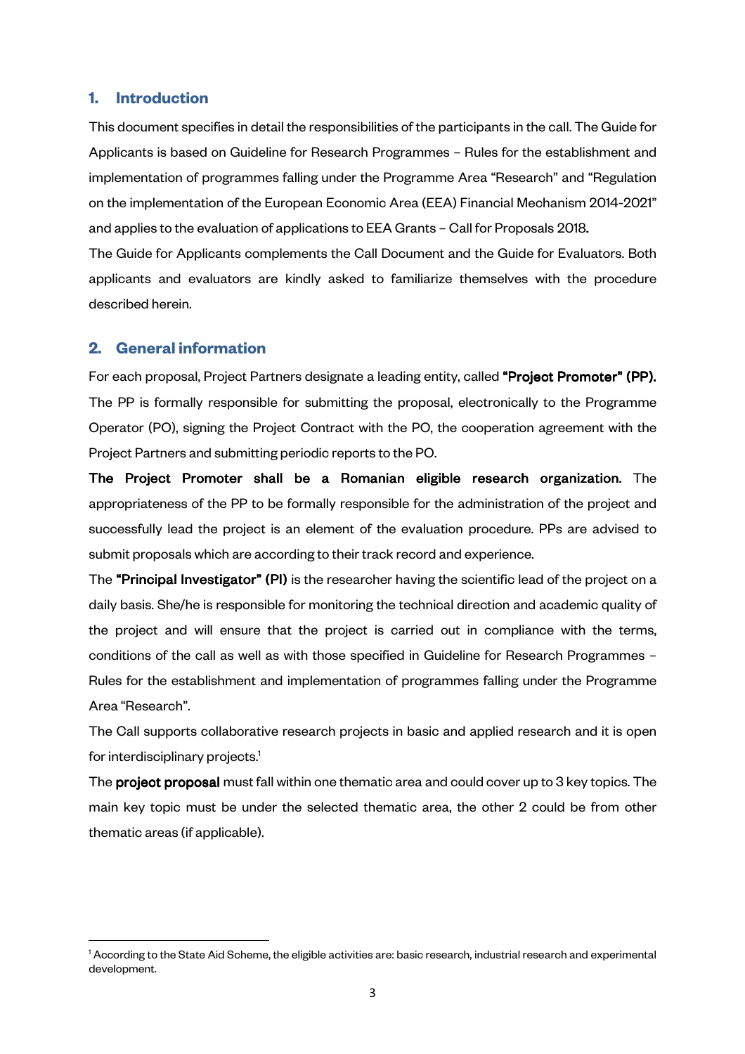## 1. Introduction

This document specifies in detail the responsibilities of the participants in the call. The Guide for Applicants is based on Guideline for Research Programmes – Rules for the establishment and implementation of programmes falling under the Programme Area "Research" and "Regulation on the implementation of the European Economic Area (EEA) Financial Mechanism 2014-2021" and applies to the evaluation of applications to EEA Grants – Call for Proposals 2018.

The Guide for Applicants complements the Call Document and the Guide for Evaluators. Both applicants and evaluators are kindly asked to familiarize themselves with the procedure described herein.

## 2. General information

For each proposal, Project Partners designate a leading entity, called **"Project Promoter" (PP).** The PP is formally responsible for submitting the proposal, electronically to the Programme Operator (PO), signing the Project Contract with the PO, the cooperation agreement with the Project Partners and submitting periodic reports to the PO.

**The Project Promoter shall be a Romanian eligible research organization.** The appropriateness of the PP to be formally responsible for the administration of the project and successfully lead the project is an element of the evaluation procedure. PPs are advised to submit proposals which are according to their track record and experience.

The **"Principal Investigator" (PI)** is the researcher having the scientific lead of the project on a daily basis. She/he is responsible for monitoring the technical direction and academic quality of the project and will ensure that the project is carried out in compliance with the terms, conditions of the call as well as with those specified in Guideline for Research Programmes – Rules for the establishment and implementation of programmes falling under the Programme Area "Research".

The Call supports collaborative research projects in basic and applied research and it is open for interdisciplinary projects.[1]

The **project proposal** must fall within one thematic area and could cover up to 3 key topics. The main key topic must be under the selected thematic area, the other 2 could be from other thematic areas (if applicable).

---

[1] According to the State Aid Scheme, the eligible activities are: basic research, industrial research and experimental development.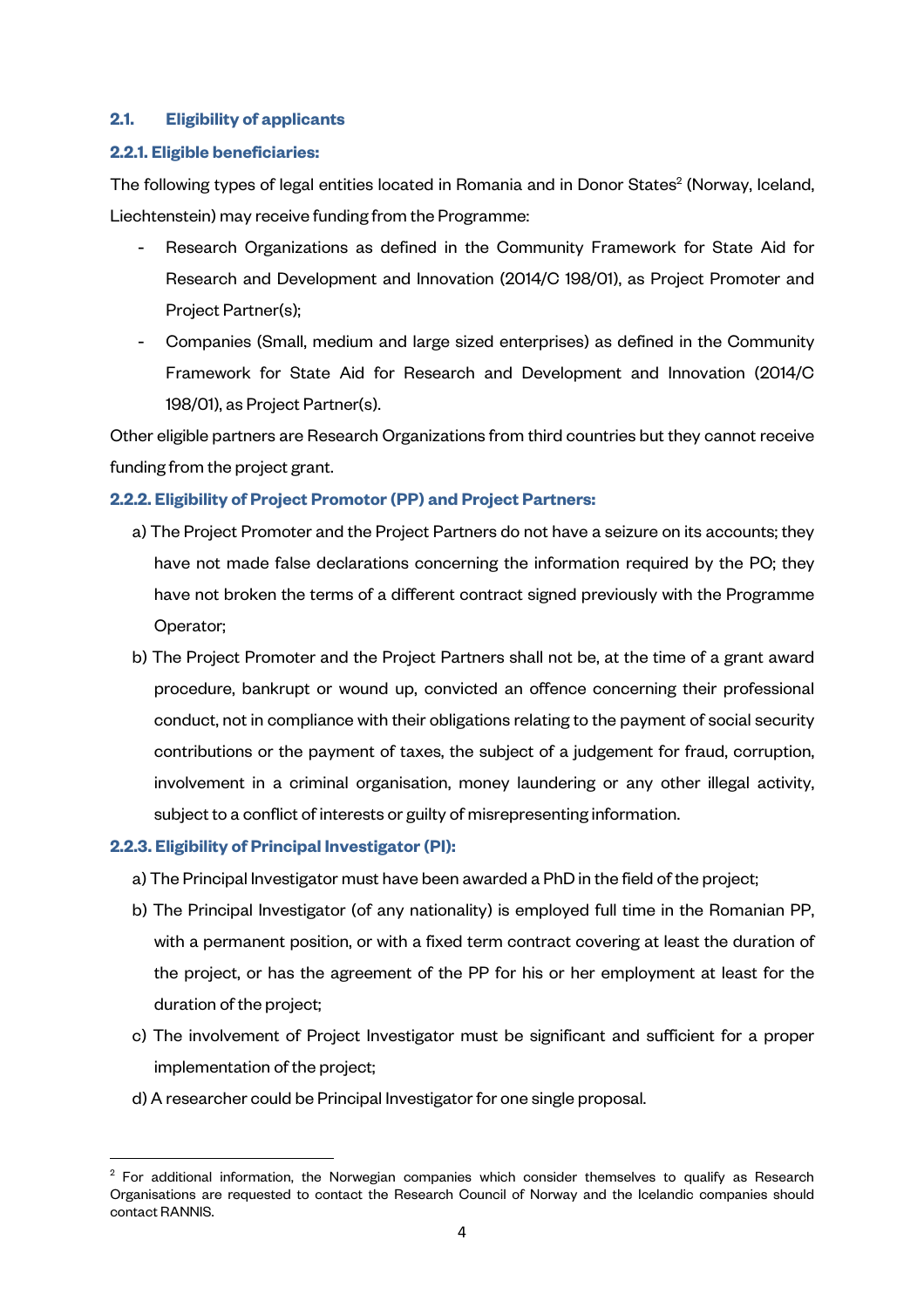## 2.1. Eligibility of applicants

### 2.2.1. Eligible beneficiaries:

The following types of legal entities located in Romania and in Donor States[2] (Norway, Iceland, Liechtenstein) may receive funding from the Programme:

- Research Organizations as defined in the Community Framework for State Aid for Research and Development and Innovation (2014/C 198/01), as Project Promoter and Project Partner(s);
- Companies (Small, medium and large sized enterprises) as defined in the Community Framework for State Aid for Research and Development and Innovation (2014/C 198/01), as Project Partner(s).

Other eligible partners are Research Organizations from third countries but they cannot receive funding from the project grant.

### 2.2.2. Eligibility of Project Promotor (PP) and Project Partners:

a) The Project Promoter and the Project Partners do not have a seizure on its accounts; they have not made false declarations concerning the information required by the PO; they have not broken the terms of a different contract signed previously with the Programme Operator;

b) The Project Promoter and the Project Partners shall not be, at the time of a grant award procedure, bankrupt or wound up, convicted an offence concerning their professional conduct, not in compliance with their obligations relating to the payment of social security contributions or the payment of taxes, the subject of a judgement for fraud, corruption, involvement in a criminal organisation, money laundering or any other illegal activity, subject to a conflict of interests or guilty of misrepresenting information.

### 2.2.3. Eligibility of Principal Investigator (PI):

a) The Principal Investigator must have been awarded a PhD in the field of the project;

b) The Principal Investigator (of any nationality) is employed full time in the Romanian PP, with a permanent position, or with a fixed term contract covering at least the duration of the project, or has the agreement of the PP for his or her employment at least for the duration of the project;

c) The involvement of Project Investigator must be significant and sufficient for a proper implementation of the project;

d) A researcher could be Principal Investigator for one single proposal.

---

[2] For additional information, the Norwegian companies which consider themselves to qualify as Research Organisations are requested to contact the Research Council of Norway and the Icelandic companies should contact RANNIS.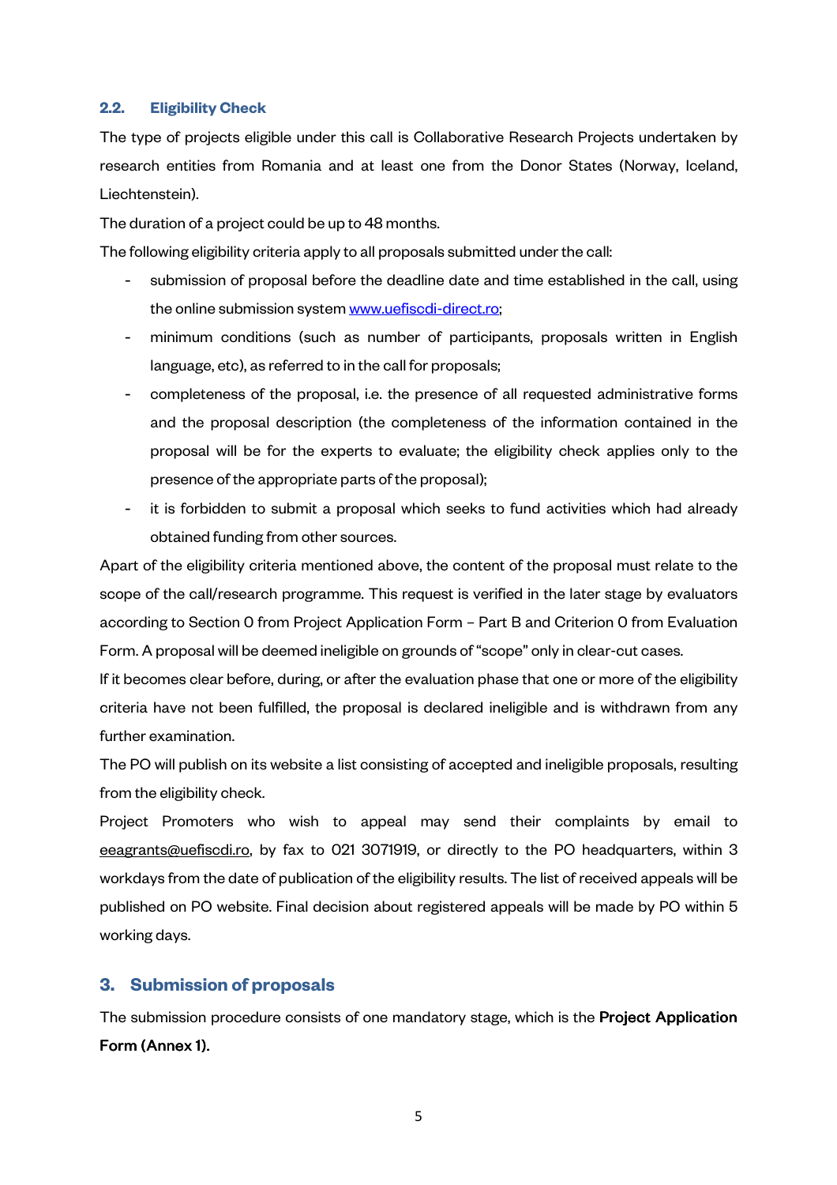### 2.2. Eligibility Check

The type of projects eligible under this call is Collaborative Research Projects undertaken by research entities from Romania and at least one from the Donor States (Norway, Iceland, Liechtenstein).

The duration of a project could be up to 48 months.

The following eligibility criteria apply to all proposals submitted under the call:

- submission of proposal before the deadline date and time established in the call, using the online submission system [www.uefiscdi-direct.ro](http://www.uefiscdi-direct.ro);
- minimum conditions (such as number of participants, proposals written in English language, etc), as referred to in the call for proposals;
- completeness of the proposal, i.e. the presence of all requested administrative forms and the proposal description (the completeness of the information contained in the proposal will be for the experts to evaluate; the eligibility check applies only to the presence of the appropriate parts of the proposal);
- it is forbidden to submit a proposal which seeks to fund activities which had already obtained funding from other sources.

Apart of the eligibility criteria mentioned above, the content of the proposal must relate to the scope of the call/research programme. This request is verified in the later stage by evaluators according to Section 0 from Project Application Form – Part B and Criterion 0 from Evaluation Form. A proposal will be deemed ineligible on grounds of "scope" only in clear-cut cases.

If it becomes clear before, during, or after the evaluation phase that one or more of the eligibility criteria have not been fulfilled, the proposal is declared ineligible and is withdrawn from any further examination.

The PO will publish on its website a list consisting of accepted and ineligible proposals, resulting from the eligibility check.

Project Promoters who wish to appeal may send their complaints by email to [eeagrants@uefiscdi.ro](mailto:eeagrants@uefiscdi.ro), by fax to 021 3071919, or directly to the PO headquarters, within 3 workdays from the date of publication of the eligibility results. The list of received appeals will be published on PO website. Final decision about registered appeals will be made by PO within 5 working days.

## 3. Submission of proposals

The submission procedure consists of one mandatory stage, which is the **Project Application Form (Annex 1).**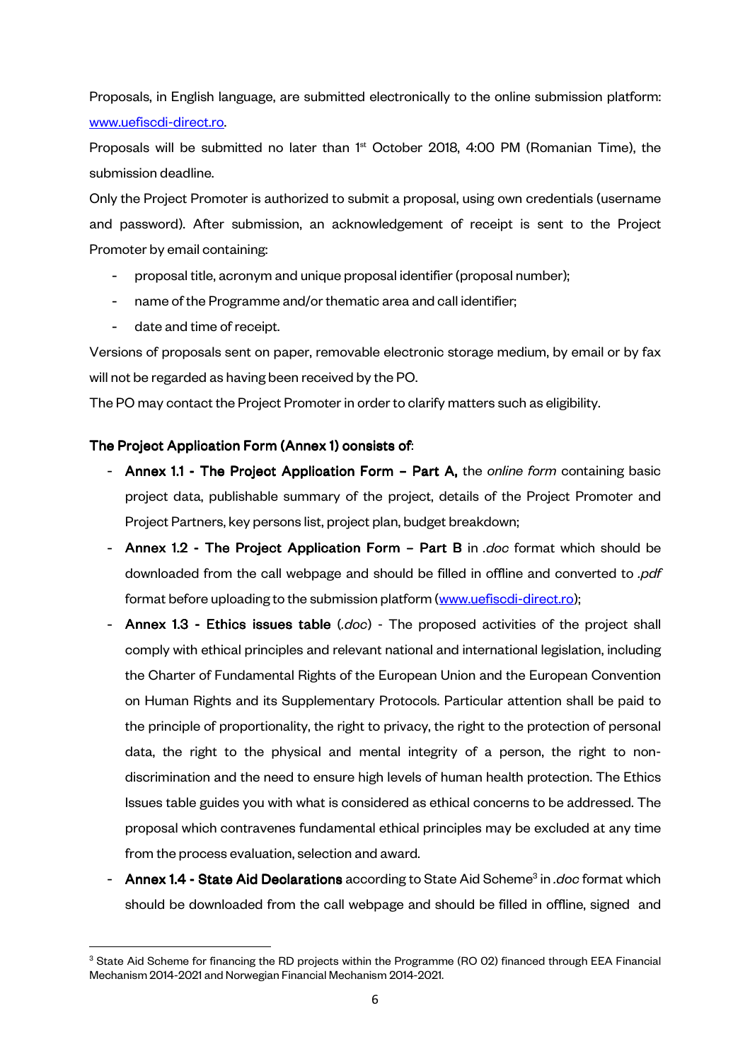Proposals, in English language, are submitted electronically to the online submission platform: www.uefiscdi-direct.ro.

Proposals will be submitted no later than 1st October 2018, 4:00 PM (Romanian Time), the submission deadline.

Only the Project Promoter is authorized to submit a proposal, using own credentials (username and password). After submission, an acknowledgement of receipt is sent to the Project Promoter by email containing:

- proposal title, acronym and unique proposal identifier (proposal number);
- name of the Programme and/or thematic area and call identifier;
- date and time of receipt.

Versions of proposals sent on paper, removable electronic storage medium, by email or by fax will not be regarded as having been received by the PO.

The PO may contact the Project Promoter in order to clarify matters such as eligibility.

**The Project Application Form (Annex 1) consists of**:

- **Annex 1.1 - The Project Application Form – Part A,** the *online form* containing basic project data, publishable summary of the project, details of the Project Promoter and Project Partners, key persons list, project plan, budget breakdown;
- **Annex 1.2 - The Project Application Form – Part B** in *.doc* format which should be downloaded from the call webpage and should be filled in offline and converted to *.pdf* format before uploading to the submission platform (www.uefiscdi-direct.ro);
- **Annex 1.3 - Ethics issues table** (*.doc*) - The proposed activities of the project shall comply with ethical principles and relevant national and international legislation, including the Charter of Fundamental Rights of the European Union and the European Convention on Human Rights and its Supplementary Protocols. Particular attention shall be paid to the principle of proportionality, the right to privacy, the right to the protection of personal data, the right to the physical and mental integrity of a person, the right to non-discrimination and the need to ensure high levels of human health protection. The Ethics Issues table guides you with what is considered as ethical concerns to be addressed. The proposal which contravenes fundamental ethical principles may be excluded at any time from the process evaluation, selection and award.
- **Annex 1.4 - State Aid Declarations** according to State Aid Scheme[3] in *.doc* format which should be downloaded from the call webpage and should be filled in offline, signed and

[3] State Aid Scheme for financing the RD projects within the Programme (RO 02) financed through EEA Financial Mechanism 2014-2021 and Norwegian Financial Mechanism 2014-2021.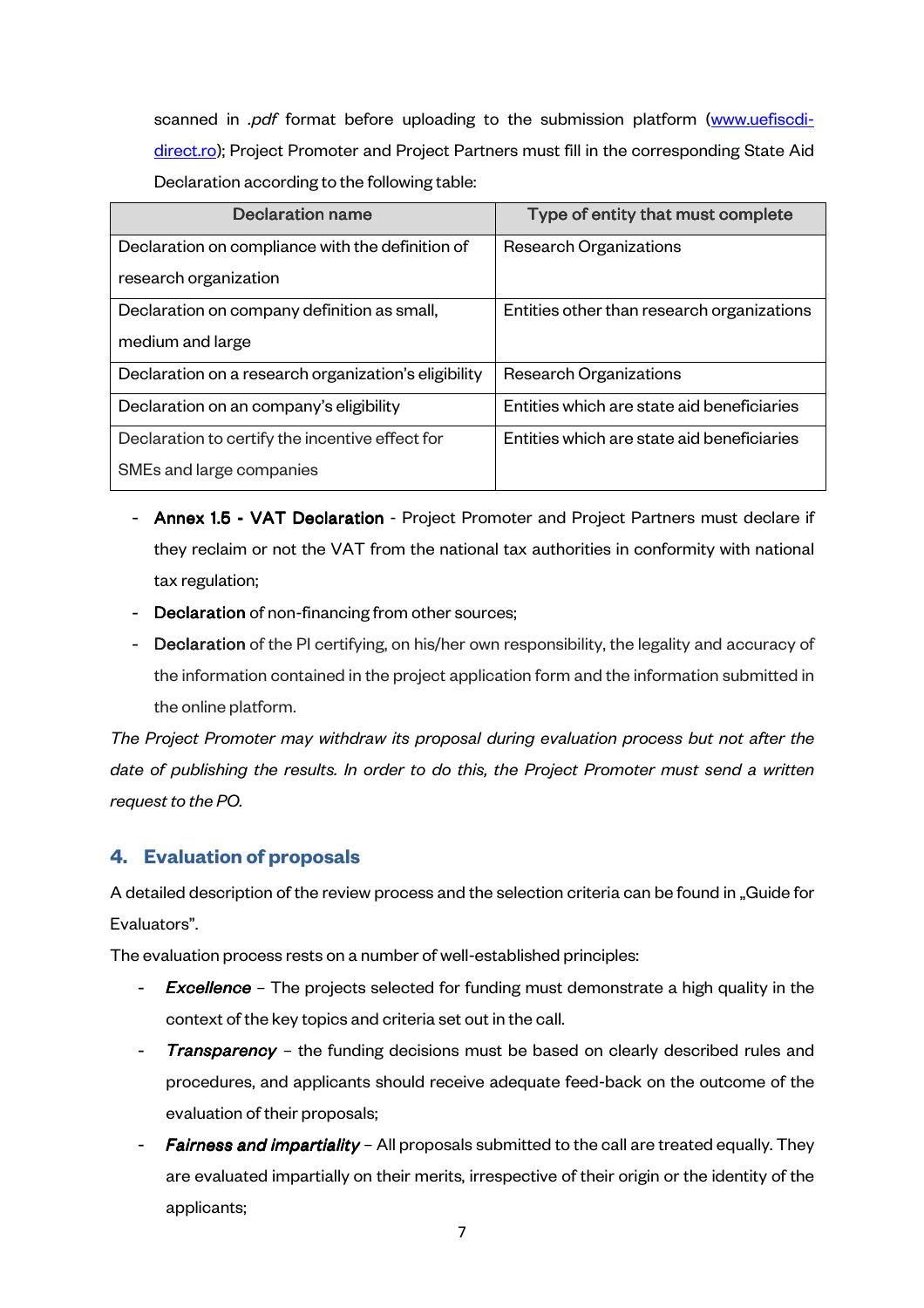scanned in *.pdf* format before uploading to the submission platform ([www.uefiscdi-direct.ro](www.uefiscdi-direct.ro)); Project Promoter and Project Partners must fill in the corresponding State Aid Declaration according to the following table:

| Declaration name | Type of entity that must complete |
|---|---|
| Declaration on compliance with the definition of research organization | Research Organizations |
| Declaration on company definition as small, medium and large | Entities other than research organizations |
| Declaration on a research organization's eligibility | Research Organizations |
| Declaration on an company's eligibility | Entities which are state aid beneficiaries |
| Declaration to certify the incentive effect for SMEs and large companies | Entities which are state aid beneficiaries |

- **Annex 1.5 - VAT Declaration** - Project Promoter and Project Partners must declare if they reclaim or not the VAT from the national tax authorities in conformity with national tax regulation;
- **Declaration** of non-financing from other sources;
- **Declaration** of the PI certifying, on his/her own responsibility, the legality and accuracy of the information contained in the project application form and the information submitted in the online platform.

*The Project Promoter may withdraw its proposal during evaluation process but not after the date of publishing the results. In order to do this, the Project Promoter must send a written request to the PO.*

## 4. Evaluation of proposals

A detailed description of the review process and the selection criteria can be found in „Guide for Evaluators".

The evaluation process rests on a number of well-established principles:

- ***Excellence*** – The projects selected for funding must demonstrate a high quality in the context of the key topics and criteria set out in the call.
- ***Transparency*** – the funding decisions must be based on clearly described rules and procedures, and applicants should receive adequate feed-back on the outcome of the evaluation of their proposals;
- ***Fairness and impartiality*** – All proposals submitted to the call are treated equally. They are evaluated impartially on their merits, irrespective of their origin or the identity of the applicants;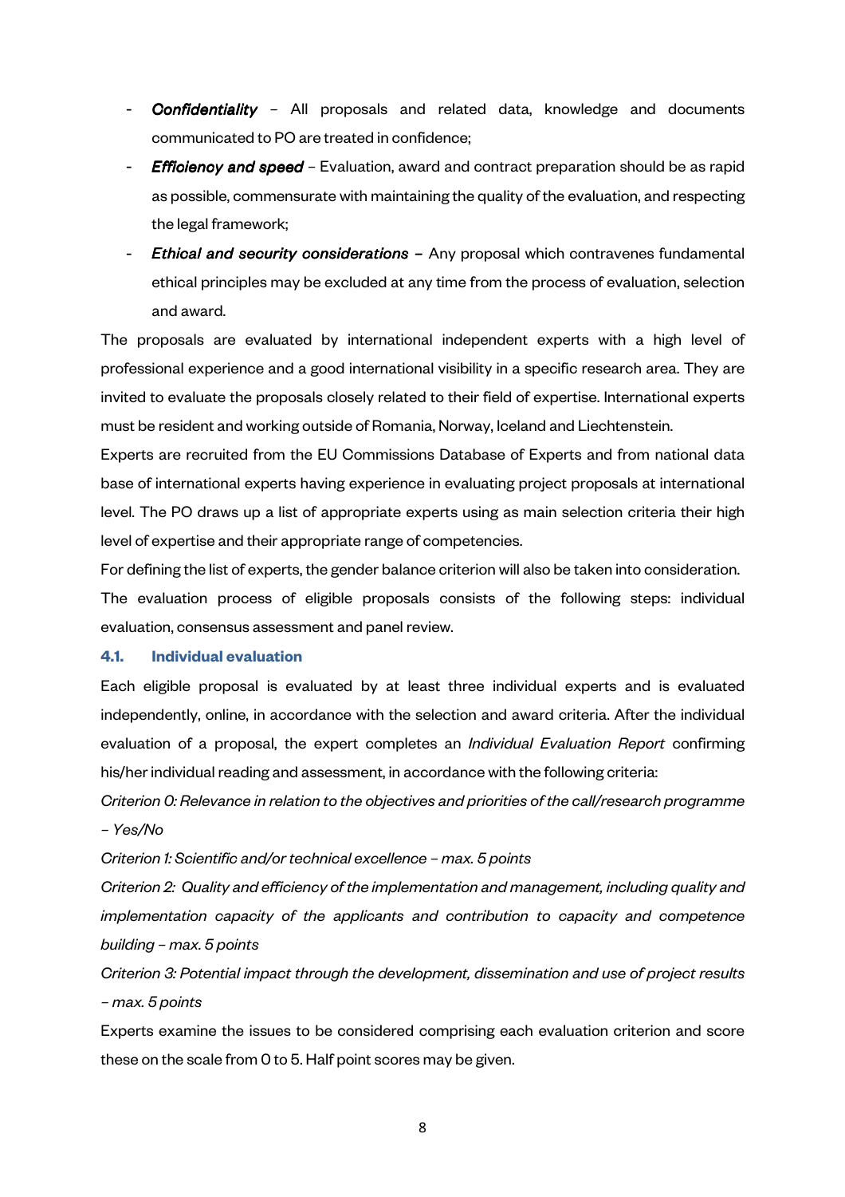- ***Confidentiality*** – All proposals and related data, knowledge and documents communicated to PO are treated in confidence;
- ***Efficiency and speed*** – Evaluation, award and contract preparation should be as rapid as possible, commensurate with maintaining the quality of the evaluation, and respecting the legal framework;
- ***Ethical and security considerations*** – Any proposal which contravenes fundamental ethical principles may be excluded at any time from the process of evaluation, selection and award.

The proposals are evaluated by international independent experts with a high level of professional experience and a good international visibility in a specific research area. They are invited to evaluate the proposals closely related to their field of expertise. International experts must be resident and working outside of Romania, Norway, Iceland and Liechtenstein.

Experts are recruited from the EU Commissions Database of Experts and from national data base of international experts having experience in evaluating project proposals at international level. The PO draws up a list of appropriate experts using as main selection criteria their high level of expertise and their appropriate range of competencies.

For defining the list of experts, the gender balance criterion will also be taken into consideration.

The evaluation process of eligible proposals consists of the following steps: individual evaluation, consensus assessment and panel review.

### 4.1. Individual evaluation

Each eligible proposal is evaluated by at least three individual experts and is evaluated independently, online, in accordance with the selection and award criteria. After the individual evaluation of a proposal, the expert completes an *Individual Evaluation Report* confirming his/her individual reading and assessment, in accordance with the following criteria:

*Criterion 0: Relevance in relation to the objectives and priorities of the call/research programme – Yes/No*

*Criterion 1: Scientific and/or technical excellence – max. 5 points*

*Criterion 2: Quality and efficiency of the implementation and management, including quality and implementation capacity of the applicants and contribution to capacity and competence building – max. 5 points*

*Criterion 3: Potential impact through the development, dissemination and use of project results – max. 5 points*

Experts examine the issues to be considered comprising each evaluation criterion and score these on the scale from 0 to 5. Half point scores may be given.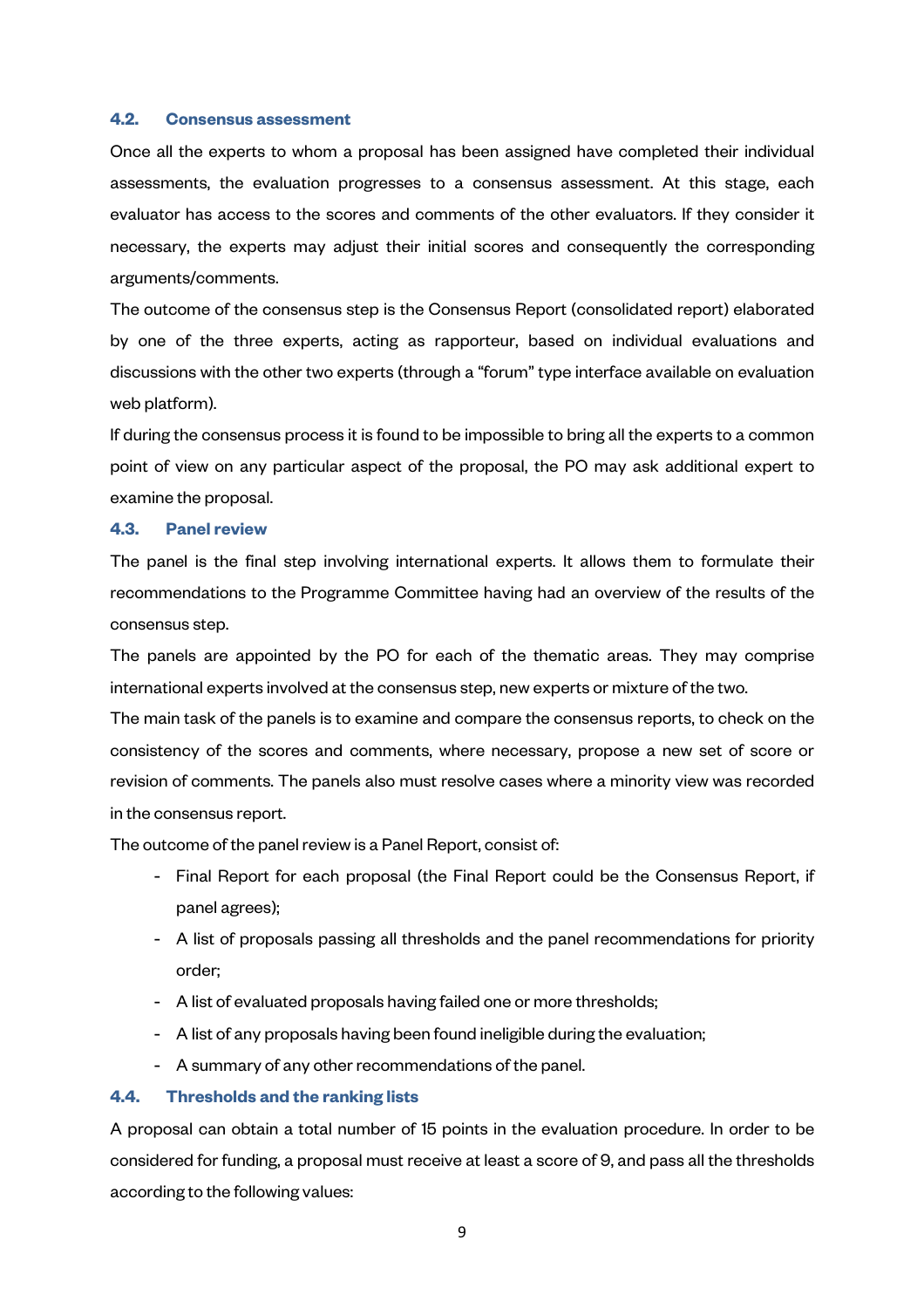### 4.2. Consensus assessment

Once all the experts to whom a proposal has been assigned have completed their individual assessments, the evaluation progresses to a consensus assessment. At this stage, each evaluator has access to the scores and comments of the other evaluators. If they consider it necessary, the experts may adjust their initial scores and consequently the corresponding arguments/comments.

The outcome of the consensus step is the Consensus Report (consolidated report) elaborated by one of the three experts, acting as rapporteur, based on individual evaluations and discussions with the other two experts (through a "forum" type interface available on evaluation web platform).

If during the consensus process it is found to be impossible to bring all the experts to a common point of view on any particular aspect of the proposal, the PO may ask additional expert to examine the proposal.

### 4.3. Panel review

The panel is the final step involving international experts. It allows them to formulate their recommendations to the Programme Committee having had an overview of the results of the consensus step.

The panels are appointed by the PO for each of the thematic areas. They may comprise international experts involved at the consensus step, new experts or mixture of the two.

The main task of the panels is to examine and compare the consensus reports, to check on the consistency of the scores and comments, where necessary, propose a new set of score or revision of comments. The panels also must resolve cases where a minority view was recorded in the consensus report.

The outcome of the panel review is a Panel Report, consist of:

- Final Report for each proposal (the Final Report could be the Consensus Report, if panel agrees);
- A list of proposals passing all thresholds and the panel recommendations for priority order;
- A list of evaluated proposals having failed one or more thresholds;
- A list of any proposals having been found ineligible during the evaluation;
- A summary of any other recommendations of the panel.

### 4.4. Thresholds and the ranking lists

A proposal can obtain a total number of 15 points in the evaluation procedure. In order to be considered for funding, a proposal must receive at least a score of 9, and pass all the thresholds according to the following values: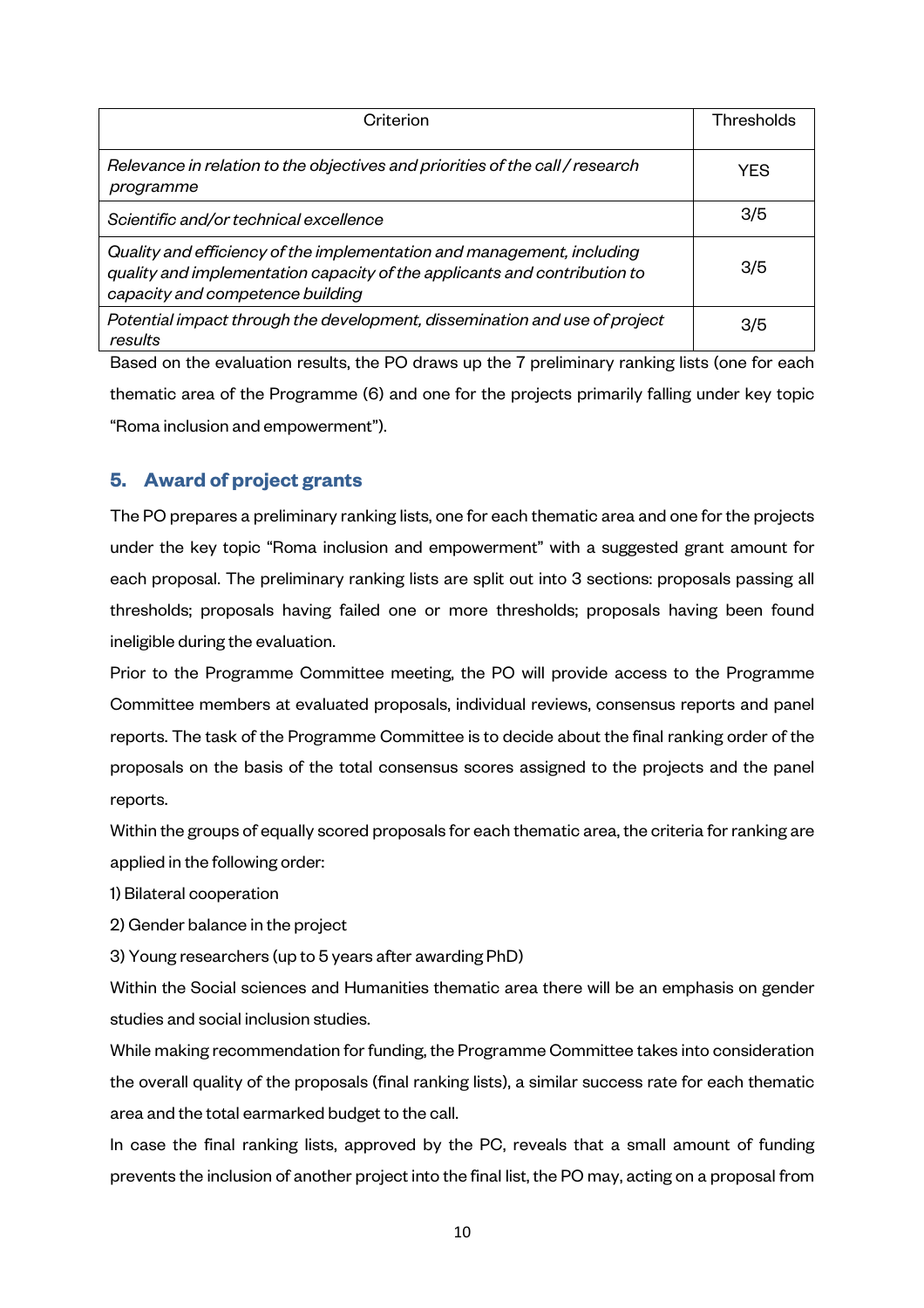| Criterion | Thresholds |
|---|---|
| *Relevance in relation to the objectives and priorities of the call / research programme* | YES |
| *Scientific and/or technical excellence* | 3/5 |
| *Quality and efficiency of the implementation and management, including quality and implementation capacity of the applicants and contribution to capacity and competence building* | 3/5 |
| *Potential impact through the development, dissemination and use of project results* | 3/5 |

Based on the evaluation results, the PO draws up the 7 preliminary ranking lists (one for each thematic area of the Programme (6) and one for the projects primarily falling under key topic "Roma inclusion and empowerment").

## 5. Award of project grants

The PO prepares a preliminary ranking lists, one for each thematic area and one for the projects under the key topic "Roma inclusion and empowerment" with a suggested grant amount for each proposal. The preliminary ranking lists are split out into 3 sections: proposals passing all thresholds; proposals having failed one or more thresholds; proposals having been found ineligible during the evaluation.

Prior to the Programme Committee meeting, the PO will provide access to the Programme Committee members at evaluated proposals, individual reviews, consensus reports and panel reports. The task of the Programme Committee is to decide about the final ranking order of the proposals on the basis of the total consensus scores assigned to the projects and the panel reports.

Within the groups of equally scored proposals for each thematic area, the criteria for ranking are applied in the following order:

1) Bilateral cooperation

2) Gender balance in the project

3) Young researchers (up to 5 years after awarding PhD)

Within the Social sciences and Humanities thematic area there will be an emphasis on gender studies and social inclusion studies.

While making recommendation for funding, the Programme Committee takes into consideration the overall quality of the proposals (final ranking lists), a similar success rate for each thematic area and the total earmarked budget to the call.

In case the final ranking lists, approved by the PC, reveals that a small amount of funding prevents the inclusion of another project into the final list, the PO may, acting on a proposal from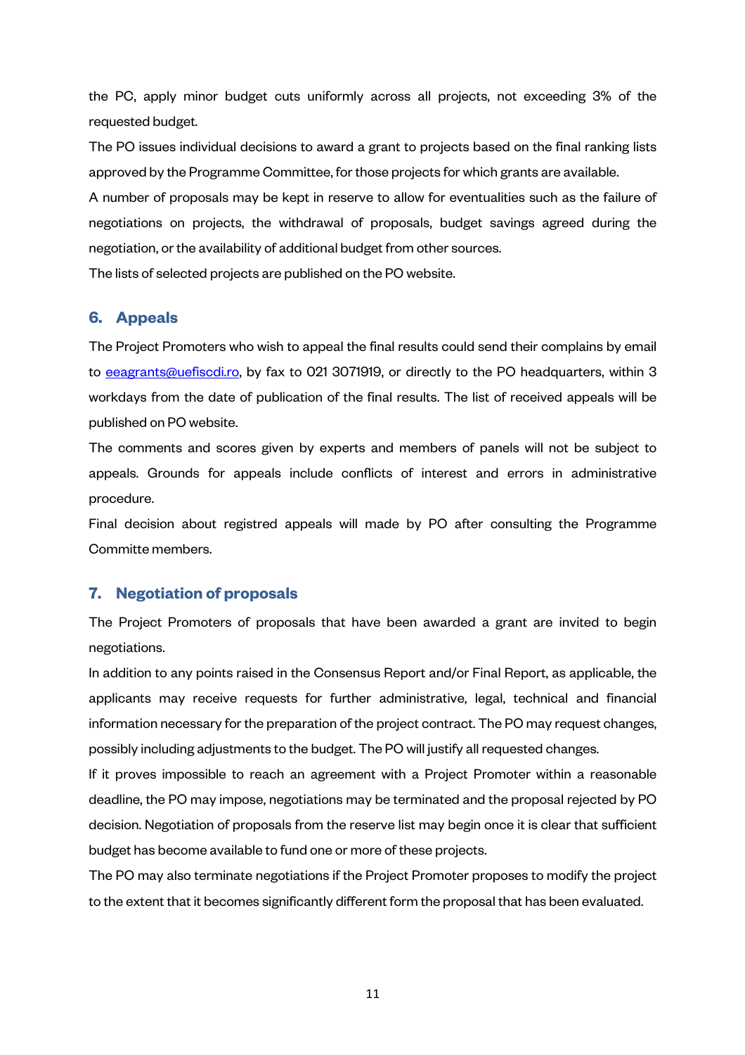the PC, apply minor budget cuts uniformly across all projects, not exceeding 3% of the requested budget.

The PO issues individual decisions to award a grant to projects based on the final ranking lists approved by the Programme Committee, for those projects for which grants are available.

A number of proposals may be kept in reserve to allow for eventualities such as the failure of negotiations on projects, the withdrawal of proposals, budget savings agreed during the negotiation, or the availability of additional budget from other sources.

The lists of selected projects are published on the PO website.

## 6. Appeals

The Project Promoters who wish to appeal the final results could send their complains by email to eeagrants@uefiscdi.ro, by fax to 021 3071919, or directly to the PO headquarters, within 3 workdays from the date of publication of the final results. The list of received appeals will be published on PO website.

The comments and scores given by experts and members of panels will not be subject to appeals. Grounds for appeals include conflicts of interest and errors in administrative procedure.

Final decision about registred appeals will made by PO after consulting the Programme Committe members.

## 7. Negotiation of proposals

The Project Promoters of proposals that have been awarded a grant are invited to begin negotiations.

In addition to any points raised in the Consensus Report and/or Final Report, as applicable, the applicants may receive requests for further administrative, legal, technical and financial information necessary for the preparation of the project contract. The PO may request changes, possibly including adjustments to the budget. The PO will justify all requested changes.

If it proves impossible to reach an agreement with a Project Promoter within a reasonable deadline, the PO may impose, negotiations may be terminated and the proposal rejected by PO decision. Negotiation of proposals from the reserve list may begin once it is clear that sufficient budget has become available to fund one or more of these projects.

The PO may also terminate negotiations if the Project Promoter proposes to modify the project to the extent that it becomes significantly different form the proposal that has been evaluated.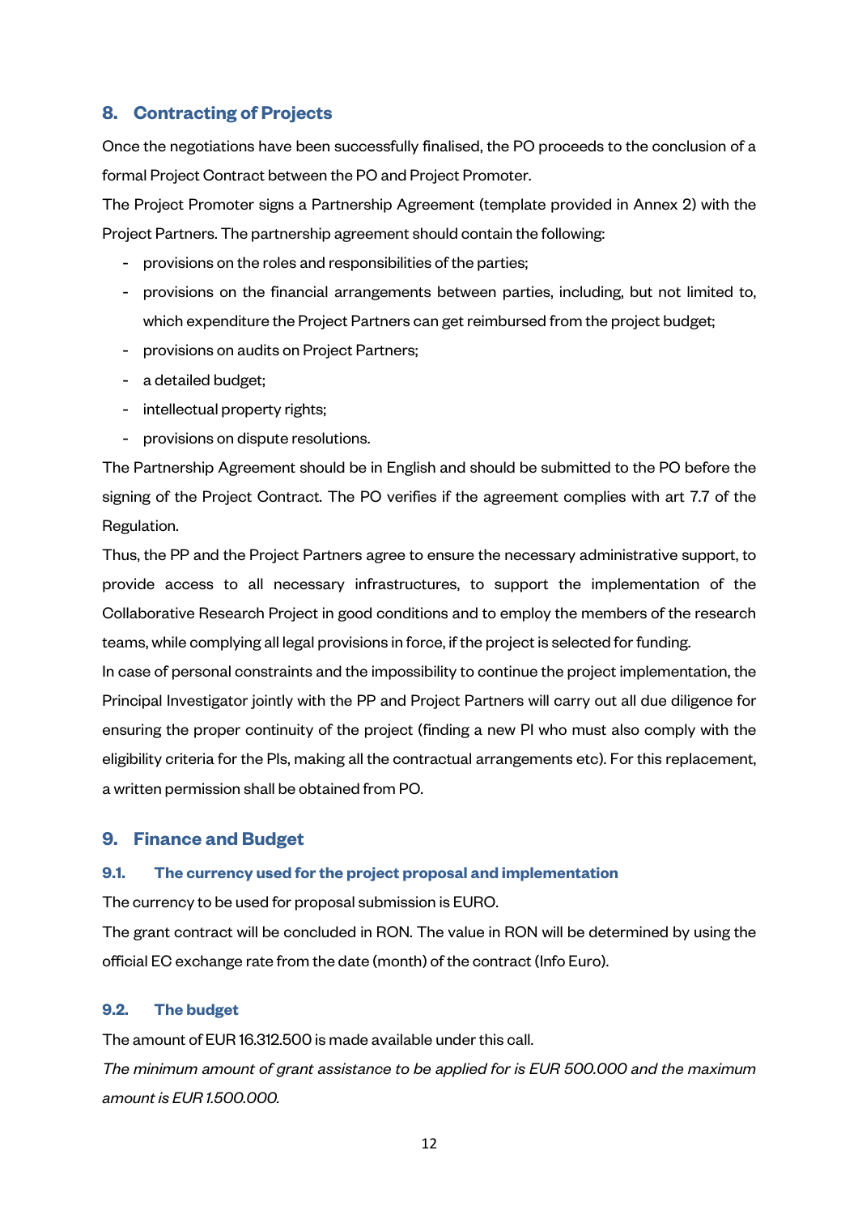## 8. Contracting of Projects

Once the negotiations have been successfully finalised, the PO proceeds to the conclusion of a formal Project Contract between the PO and Project Promoter.

The Project Promoter signs a Partnership Agreement (template provided in Annex 2) with the Project Partners. The partnership agreement should contain the following:

- provisions on the roles and responsibilities of the parties;
- provisions on the financial arrangements between parties, including, but not limited to, which expenditure the Project Partners can get reimbursed from the project budget;
- provisions on audits on Project Partners;
- a detailed budget;
- intellectual property rights;
- provisions on dispute resolutions.

The Partnership Agreement should be in English and should be submitted to the PO before the signing of the Project Contract. The PO verifies if the agreement complies with art 7.7 of the Regulation.

Thus, the PP and the Project Partners agree to ensure the necessary administrative support, to provide access to all necessary infrastructures, to support the implementation of the Collaborative Research Project in good conditions and to employ the members of the research teams, while complying all legal provisions in force, if the project is selected for funding.

In case of personal constraints and the impossibility to continue the project implementation, the Principal Investigator jointly with the PP and Project Partners will carry out all due diligence for ensuring the proper continuity of the project (finding a new PI who must also comply with the eligibility criteria for the PIs, making all the contractual arrangements etc). For this replacement, a written permission shall be obtained from PO.

## 9. Finance and Budget

### 9.1. The currency used for the project proposal and implementation

The currency to be used for proposal submission is EURO.

The grant contract will be concluded in RON. The value in RON will be determined by using the official EC exchange rate from the date (month) of the contract (Info Euro).

### 9.2. The budget

The amount of EUR 16.312.500 is made available under this call.

*The minimum amount of grant assistance to be applied for is EUR 500.000 and the maximum amount is EUR 1.500.000.*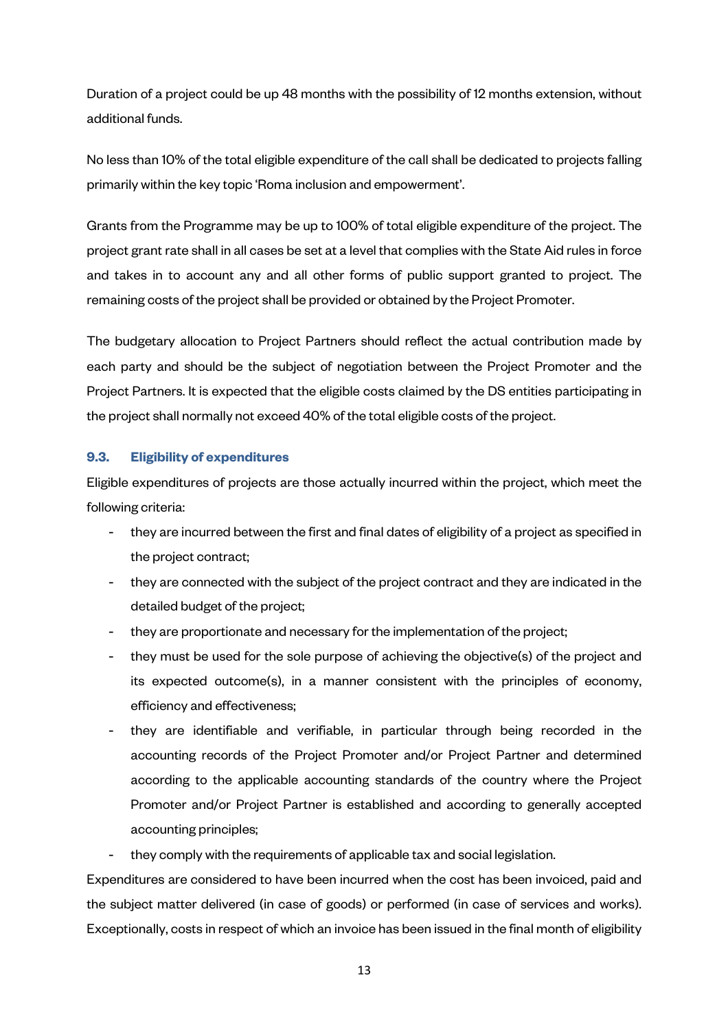Duration of a project could be up 48 months with the possibility of 12 months extension, without additional funds.

No less than 10% of the total eligible expenditure of the call shall be dedicated to projects falling primarily within the key topic 'Roma inclusion and empowerment'.

Grants from the Programme may be up to 100% of total eligible expenditure of the project. The project grant rate shall in all cases be set at a level that complies with the State Aid rules in force and takes in to account any and all other forms of public support granted to project. The remaining costs of the project shall be provided or obtained by the Project Promoter.

The budgetary allocation to Project Partners should reflect the actual contribution made by each party and should be the subject of negotiation between the Project Promoter and the Project Partners. It is expected that the eligible costs claimed by the DS entities participating in the project shall normally not exceed 40% of the total eligible costs of the project.

### 9.3. Eligibility of expenditures

Eligible expenditures of projects are those actually incurred within the project, which meet the following criteria:

- they are incurred between the first and final dates of eligibility of a project as specified in the project contract;
- they are connected with the subject of the project contract and they are indicated in the detailed budget of the project;
- they are proportionate and necessary for the implementation of the project;
- they must be used for the sole purpose of achieving the objective(s) of the project and its expected outcome(s), in a manner consistent with the principles of economy, efficiency and effectiveness;
- they are identifiable and verifiable, in particular through being recorded in the accounting records of the Project Promoter and/or Project Partner and determined according to the applicable accounting standards of the country where the Project Promoter and/or Project Partner is established and according to generally accepted accounting principles;
- they comply with the requirements of applicable tax and social legislation.

Expenditures are considered to have been incurred when the cost has been invoiced, paid and the subject matter delivered (in case of goods) or performed (in case of services and works). Exceptionally, costs in respect of which an invoice has been issued in the final month of eligibility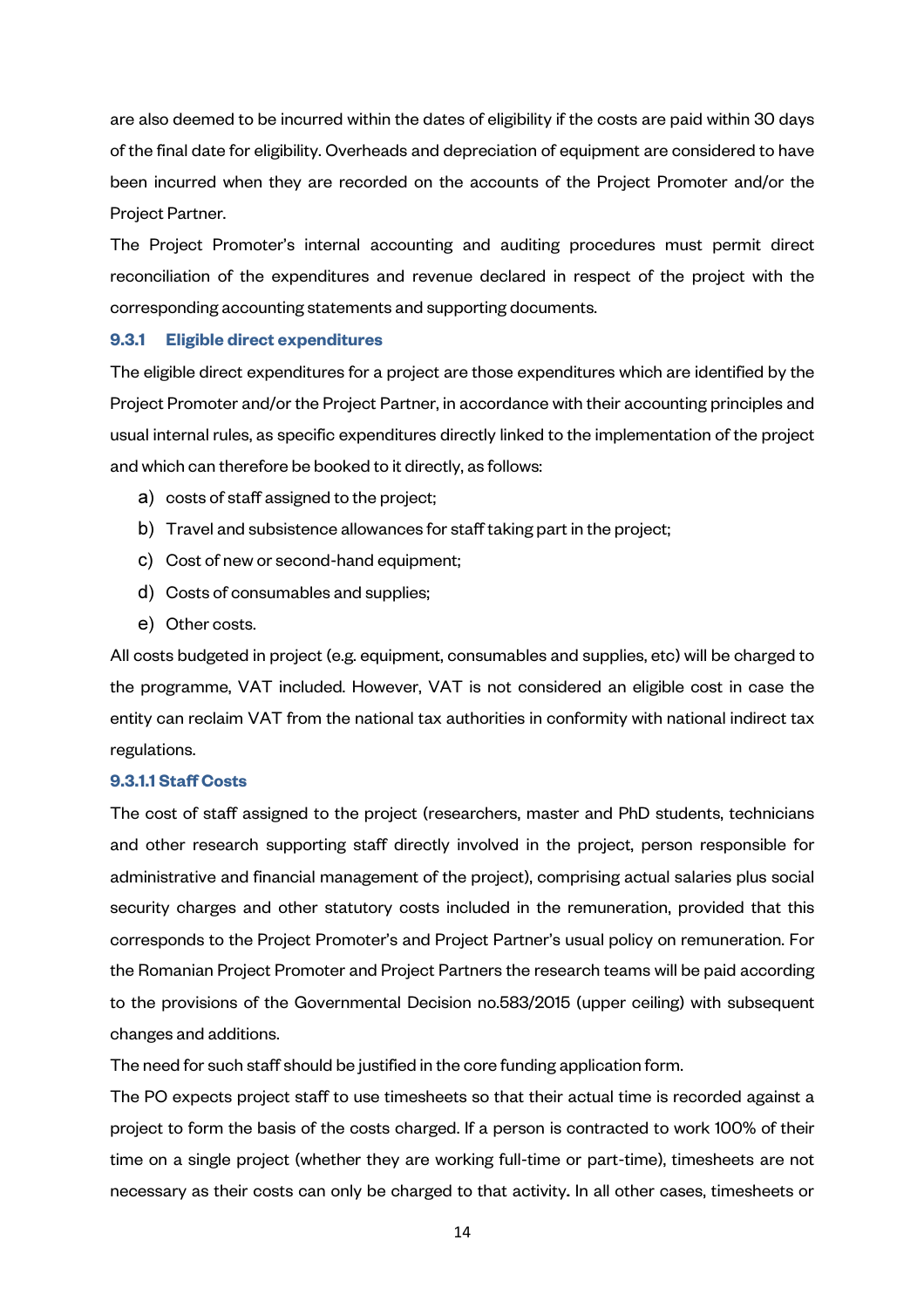are also deemed to be incurred within the dates of eligibility if the costs are paid within 30 days of the final date for eligibility. Overheads and depreciation of equipment are considered to have been incurred when they are recorded on the accounts of the Project Promoter and/or the Project Partner.

The Project Promoter's internal accounting and auditing procedures must permit direct reconciliation of the expenditures and revenue declared in respect of the project with the corresponding accounting statements and supporting documents.

### 9.3.1 Eligible direct expenditures

The eligible direct expenditures for a project are those expenditures which are identified by the Project Promoter and/or the Project Partner, in accordance with their accounting principles and usual internal rules, as specific expenditures directly linked to the implementation of the project and which can therefore be booked to it directly, as follows:

a) costs of staff assigned to the project;
b) Travel and subsistence allowances for staff taking part in the project;
c) Cost of new or second-hand equipment;
d) Costs of consumables and supplies;
e) Other costs.

All costs budgeted in project (e.g. equipment, consumables and supplies, etc) will be charged to the programme, VAT included. However, VAT is not considered an eligible cost in case the entity can reclaim VAT from the national tax authorities in conformity with national indirect tax regulations.

#### 9.3.1.1 Staff Costs

The cost of staff assigned to the project (researchers, master and PhD students, technicians and other research supporting staff directly involved in the project, person responsible for administrative and financial management of the project), comprising actual salaries plus social security charges and other statutory costs included in the remuneration, provided that this corresponds to the Project Promoter's and Project Partner's usual policy on remuneration. For the Romanian Project Promoter and Project Partners the research teams will be paid according to the provisions of the Governmental Decision no.583/2015 (upper ceiling) with subsequent changes and additions.

The need for such staff should be justified in the core funding application form.

The PO expects project staff to use timesheets so that their actual time is recorded against a project to form the basis of the costs charged. If a person is contracted to work 100% of their time on a single project (whether they are working full-time or part-time), timesheets are not necessary as their costs can only be charged to that activity. In all other cases, timesheets or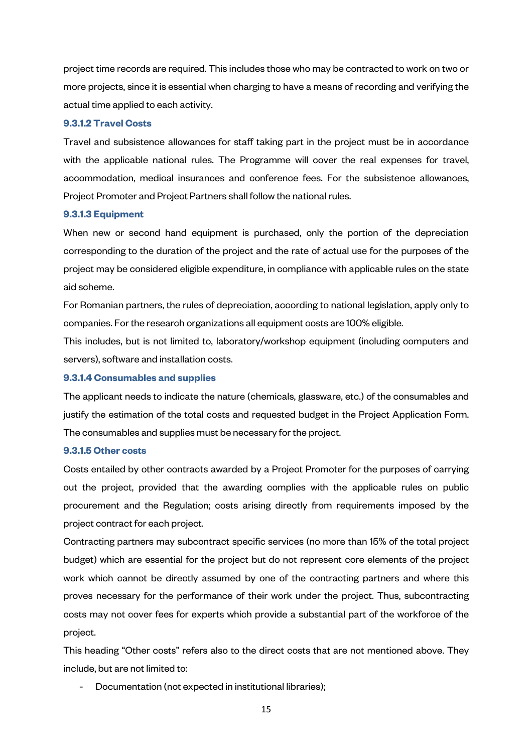project time records are required. This includes those who may be contracted to work on two or more projects, since it is essential when charging to have a means of recording and verifying the actual time applied to each activity.

#### 9.3.1.2 Travel Costs

Travel and subsistence allowances for staff taking part in the project must be in accordance with the applicable national rules. The Programme will cover the real expenses for travel, accommodation, medical insurances and conference fees. For the subsistence allowances, Project Promoter and Project Partners shall follow the national rules.

#### 9.3.1.3 Equipment

When new or second hand equipment is purchased, only the portion of the depreciation corresponding to the duration of the project and the rate of actual use for the purposes of the project may be considered eligible expenditure, in compliance with applicable rules on the state aid scheme.

For Romanian partners, the rules of depreciation, according to national legislation, apply only to companies. For the research organizations all equipment costs are 100% eligible.

This includes, but is not limited to, laboratory/workshop equipment (including computers and servers), software and installation costs.

#### 9.3.1.4 Consumables and supplies

The applicant needs to indicate the nature (chemicals, glassware, etc.) of the consumables and justify the estimation of the total costs and requested budget in the Project Application Form. The consumables and supplies must be necessary for the project.

#### 9.3.1.5 Other costs

Costs entailed by other contracts awarded by a Project Promoter for the purposes of carrying out the project, provided that the awarding complies with the applicable rules on public procurement and the Regulation; costs arising directly from requirements imposed by the project contract for each project.

Contracting partners may subcontract specific services (no more than 15% of the total project budget) which are essential for the project but do not represent core elements of the project work which cannot be directly assumed by one of the contracting partners and where this proves necessary for the performance of their work under the project. Thus, subcontracting costs may not cover fees for experts which provide a substantial part of the workforce of the project.

This heading "Other costs" refers also to the direct costs that are not mentioned above. They include, but are not limited to:

- Documentation (not expected in institutional libraries);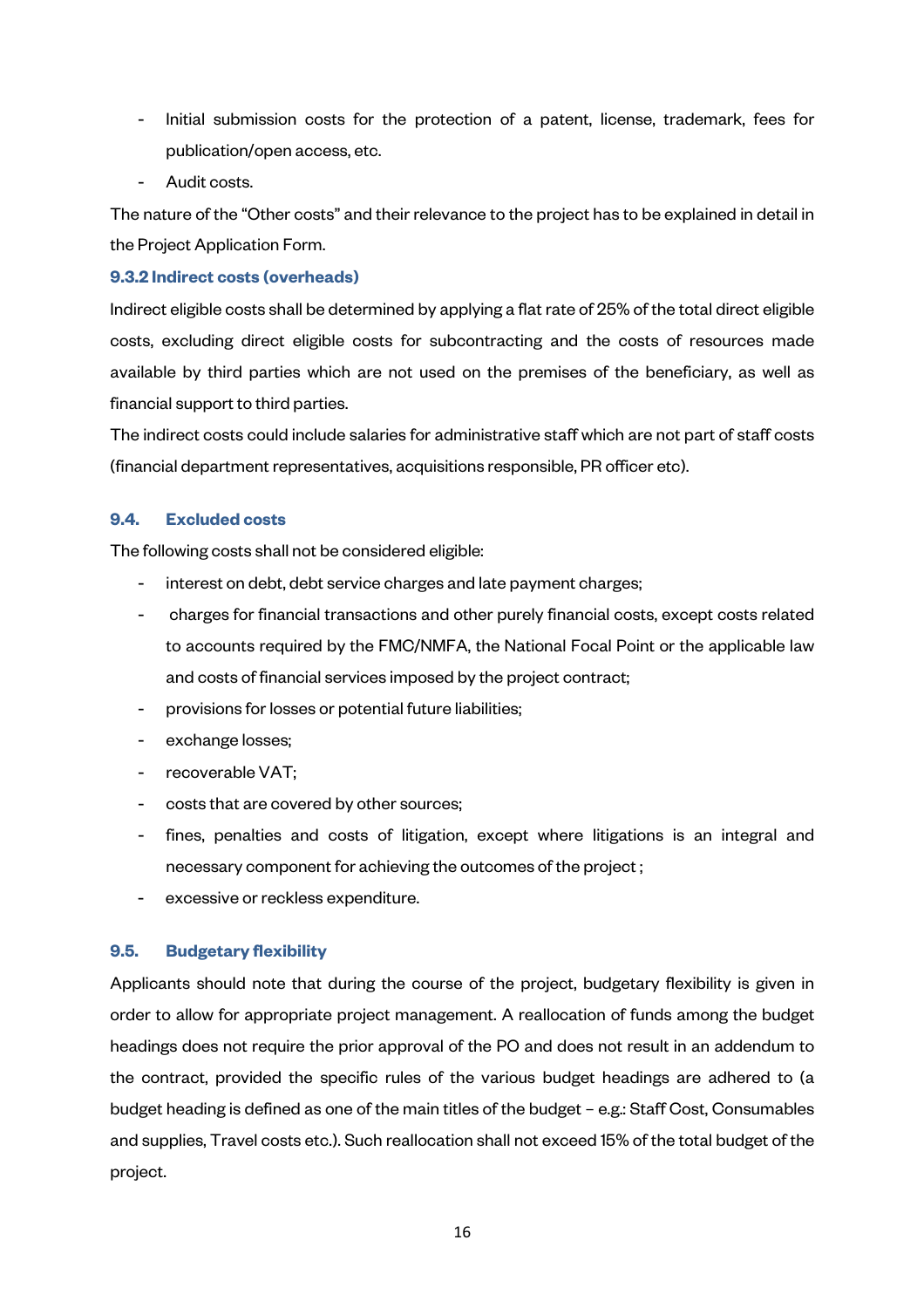- Initial submission costs for the protection of a patent, license, trademark, fees for publication/open access, etc.
- Audit costs.

The nature of the "Other costs" and their relevance to the project has to be explained in detail in the Project Application Form.

#### 9.3.2 Indirect costs (overheads)

Indirect eligible costs shall be determined by applying a flat rate of 25% of the total direct eligible costs, excluding direct eligible costs for subcontracting and the costs of resources made available by third parties which are not used on the premises of the beneficiary, as well as financial support to third parties.

The indirect costs could include salaries for administrative staff which are not part of staff costs (financial department representatives, acquisitions responsible, PR officer etc).

### 9.4. Excluded costs

The following costs shall not be considered eligible:

- interest on debt, debt service charges and late payment charges;
- charges for financial transactions and other purely financial costs, except costs related to accounts required by the FMC/NMFA, the National Focal Point or the applicable law and costs of financial services imposed by the project contract;
- provisions for losses or potential future liabilities;
- exchange losses;
- recoverable VAT;
- costs that are covered by other sources;
- fines, penalties and costs of litigation, except where litigations is an integral and necessary component for achieving the outcomes of the project ;
- excessive or reckless expenditure.

### 9.5. Budgetary flexibility

Applicants should note that during the course of the project, budgetary flexibility is given in order to allow for appropriate project management. A reallocation of funds among the budget headings does not require the prior approval of the PO and does not result in an addendum to the contract, provided the specific rules of the various budget headings are adhered to (a budget heading is defined as one of the main titles of the budget – e.g.: Staff Cost, Consumables and supplies, Travel costs etc.). Such reallocation shall not exceed 15% of the total budget of the project.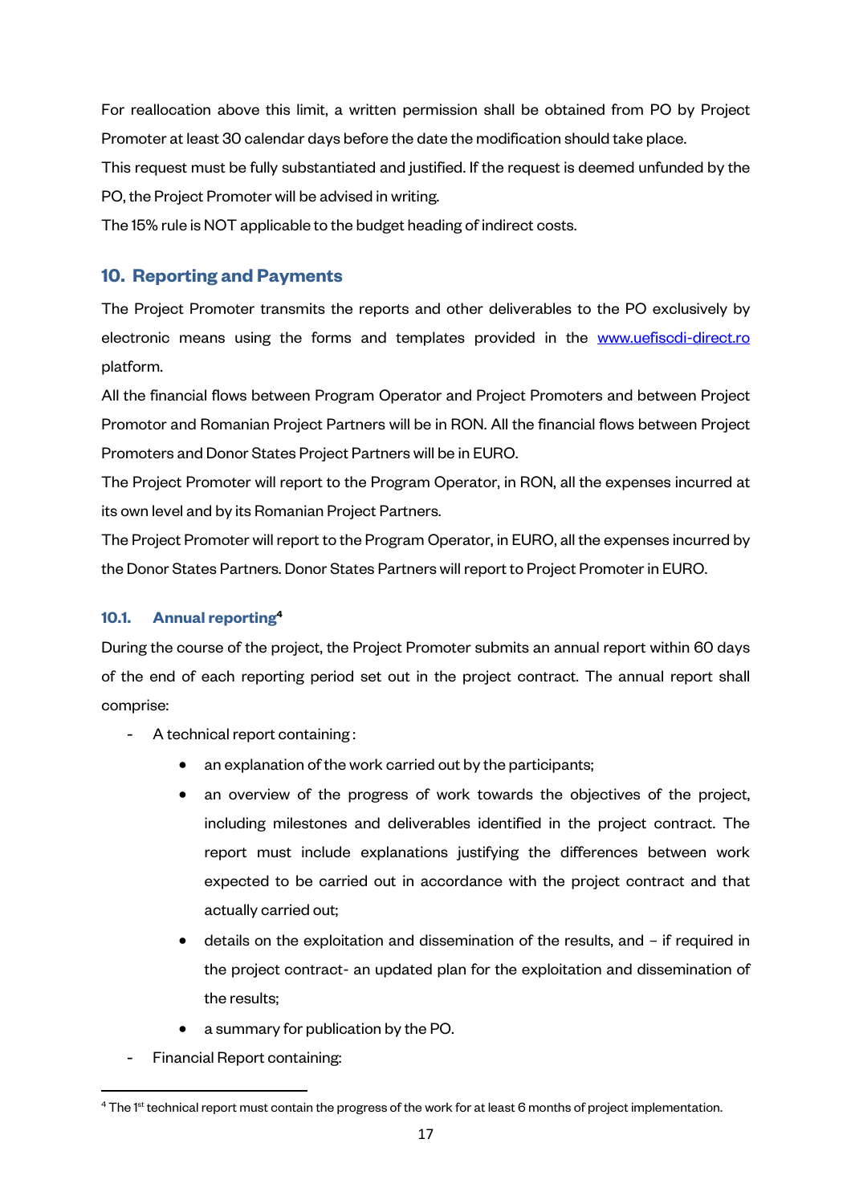For reallocation above this limit, a written permission shall be obtained from PO by Project Promoter at least 30 calendar days before the date the modification should take place.

This request must be fully substantiated and justified. If the request is deemed unfunded by the PO, the Project Promoter will be advised in writing.

The 15% rule is NOT applicable to the budget heading of indirect costs.

## 10. Reporting and Payments

The Project Promoter transmits the reports and other deliverables to the PO exclusively by electronic means using the forms and templates provided in the www.uefiscdi-direct.ro platform.

All the financial flows between Program Operator and Project Promoters and between Project Promotor and Romanian Project Partners will be in RON. All the financial flows between Project Promoters and Donor States Project Partners will be in EURO.

The Project Promoter will report to the Program Operator, in RON, all the expenses incurred at its own level and by its Romanian Project Partners.

The Project Promoter will report to the Program Operator, in EURO, all the expenses incurred by the Donor States Partners. Donor States Partners will report to Project Promoter in EURO.

### 10.1. Annual reporting[4]

During the course of the project, the Project Promoter submits an annual report within 60 days of the end of each reporting period set out in the project contract. The annual report shall comprise:

- A technical report containing :
  - an explanation of the work carried out by the participants;
  - an overview of the progress of work towards the objectives of the project, including milestones and deliverables identified in the project contract. The report must include explanations justifying the differences between work expected to be carried out in accordance with the project contract and that actually carried out;
  - details on the exploitation and dissemination of the results, and – if required in the project contract- an updated plan for the exploitation and dissemination of the results;
  - a summary for publication by the PO.
- Financial Report containing:

[4] The 1st technical report must contain the progress of the work for at least 6 months of project implementation.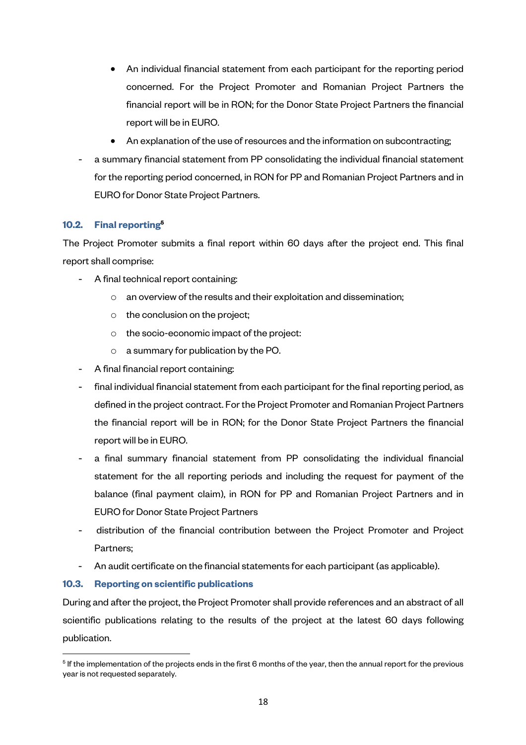- An individual financial statement from each participant for the reporting period concerned. For the Project Promoter and Romanian Project Partners the financial report will be in RON; for the Donor State Project Partners the financial report will be in EURO.
    - An explanation of the use of resources and the information on subcontracting;
- a summary financial statement from PP consolidating the individual financial statement for the reporting period concerned, in RON for PP and Romanian Project Partners and in EURO for Donor State Project Partners.

### 10.2. Final reporting[5]

The Project Promoter submits a final report within 60 days after the project end. This final report shall comprise:

- A final technical report containing:
    - an overview of the results and their exploitation and dissemination;
    - the conclusion on the project;
    - the socio-economic impact of the project:
    - a summary for publication by the PO.
- A final financial report containing:
- final individual financial statement from each participant for the final reporting period, as defined in the project contract. For the Project Promoter and Romanian Project Partners the financial report will be in RON; for the Donor State Project Partners the financial report will be in EURO.
- a final summary financial statement from PP consolidating the individual financial statement for the all reporting periods and including the request for payment of the balance (final payment claim), in RON for PP and Romanian Project Partners and in EURO for Donor State Project Partners
- distribution of the financial contribution between the Project Promoter and Project Partners;
- An audit certificate on the financial statements for each participant (as applicable).

### 10.3. Reporting on scientific publications

During and after the project, the Project Promoter shall provide references and an abstract of all scientific publications relating to the results of the project at the latest 60 days following publication.

[5] If the implementation of the projects ends in the first 6 months of the year, then the annual report for the previous year is not requested separately.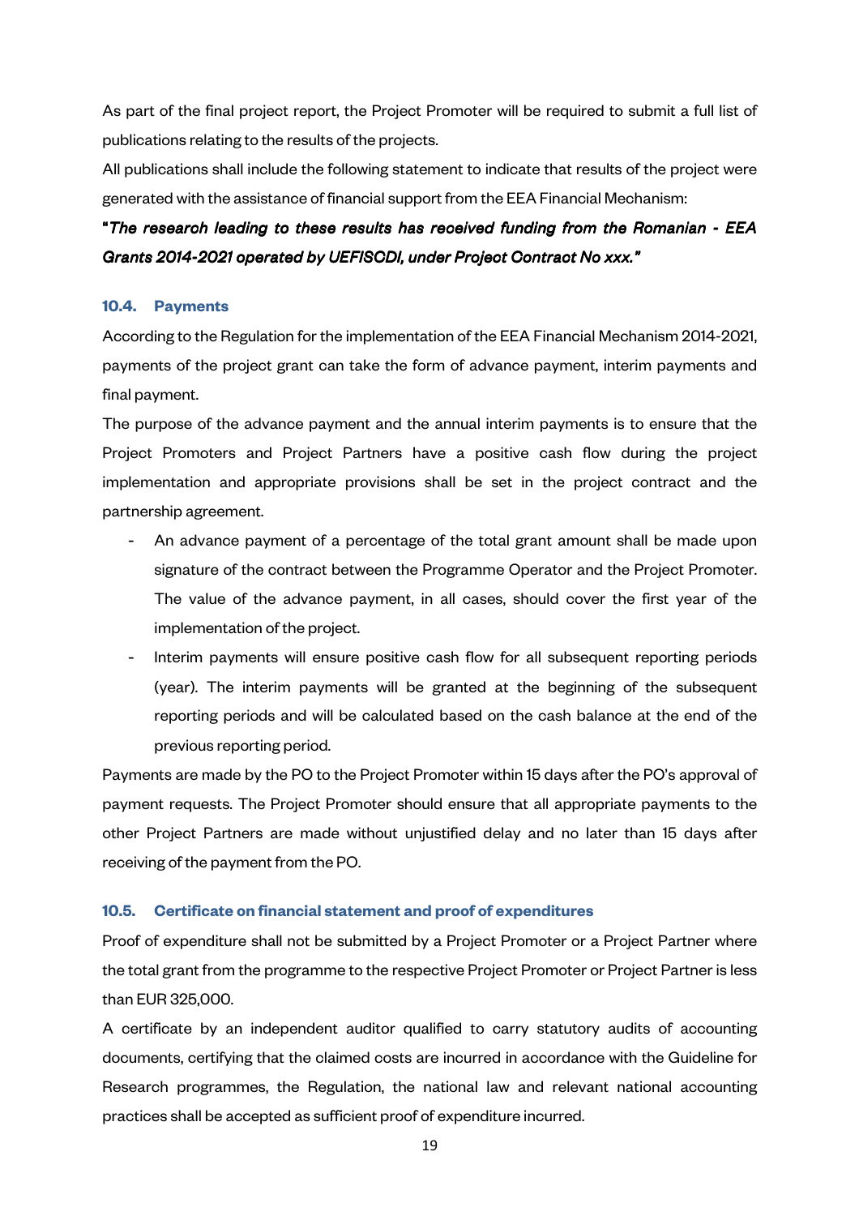As part of the final project report, the Project Promoter will be required to submit a full list of publications relating to the results of the projects.

All publications shall include the following statement to indicate that results of the project were generated with the assistance of financial support from the EEA Financial Mechanism:

***"The research leading to these results has received funding from the Romanian - EEA Grants 2014-2021 operated by UEFISCDI, under Project Contract No xxx."***

### 10.4. Payments

According to the Regulation for the implementation of the EEA Financial Mechanism 2014-2021, payments of the project grant can take the form of advance payment, interim payments and final payment.

The purpose of the advance payment and the annual interim payments is to ensure that the Project Promoters and Project Partners have a positive cash flow during the project implementation and appropriate provisions shall be set in the project contract and the partnership agreement.

- An advance payment of a percentage of the total grant amount shall be made upon signature of the contract between the Programme Operator and the Project Promoter. The value of the advance payment, in all cases, should cover the first year of the implementation of the project.
- Interim payments will ensure positive cash flow for all subsequent reporting periods (year). The interim payments will be granted at the beginning of the subsequent reporting periods and will be calculated based on the cash balance at the end of the previous reporting period.

Payments are made by the PO to the Project Promoter within 15 days after the PO's approval of payment requests. The Project Promoter should ensure that all appropriate payments to the other Project Partners are made without unjustified delay and no later than 15 days after receiving of the payment from the PO.

### 10.5. Certificate on financial statement and proof of expenditures

Proof of expenditure shall not be submitted by a Project Promoter or a Project Partner where the total grant from the programme to the respective Project Promoter or Project Partner is less than EUR 325,000.

A certificate by an independent auditor qualified to carry statutory audits of accounting documents, certifying that the claimed costs are incurred in accordance with the Guideline for Research programmes, the Regulation, the national law and relevant national accounting practices shall be accepted as sufficient proof of expenditure incurred.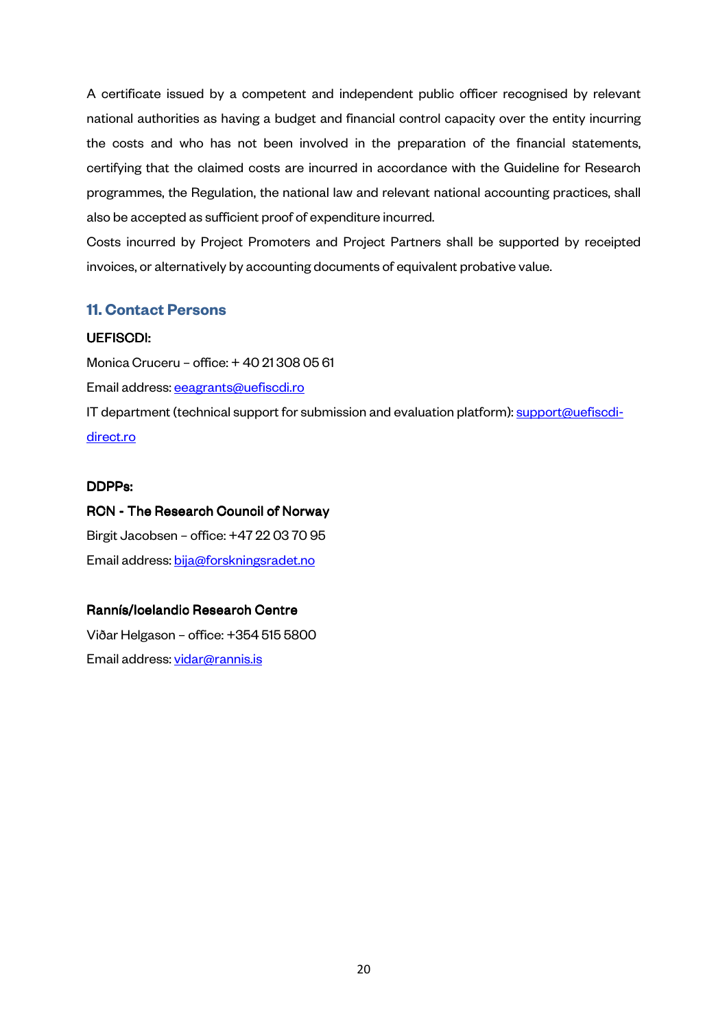A certificate issued by a competent and independent public officer recognised by relevant national authorities as having a budget and financial control capacity over the entity incurring the costs and who has not been involved in the preparation of the financial statements, certifying that the claimed costs are incurred in accordance with the Guideline for Research programmes, the Regulation, the national law and relevant national accounting practices, shall also be accepted as sufficient proof of expenditure incurred.

Costs incurred by Project Promoters and Project Partners shall be supported by receipted invoices, or alternatively by accounting documents of equivalent probative value.

## 11. Contact Persons

**UEFISCDI:**

Monica Cruceru – office: + 40 21 308 05 61

Email address: eeagrants@uefiscdi.ro

IT department (technical support for submission and evaluation platform): support@uefiscdi-direct.ro

**DDPPs:**

**RCN - The Research Council of Norway**

Birgit Jacobsen – office: +47 22 03 70 95

Email address: bija@forskningsradet.no

**Rannís/Icelandic Research Centre**

Viðar Helgason – office: +354 515 5800

Email address: vidar@rannis.is